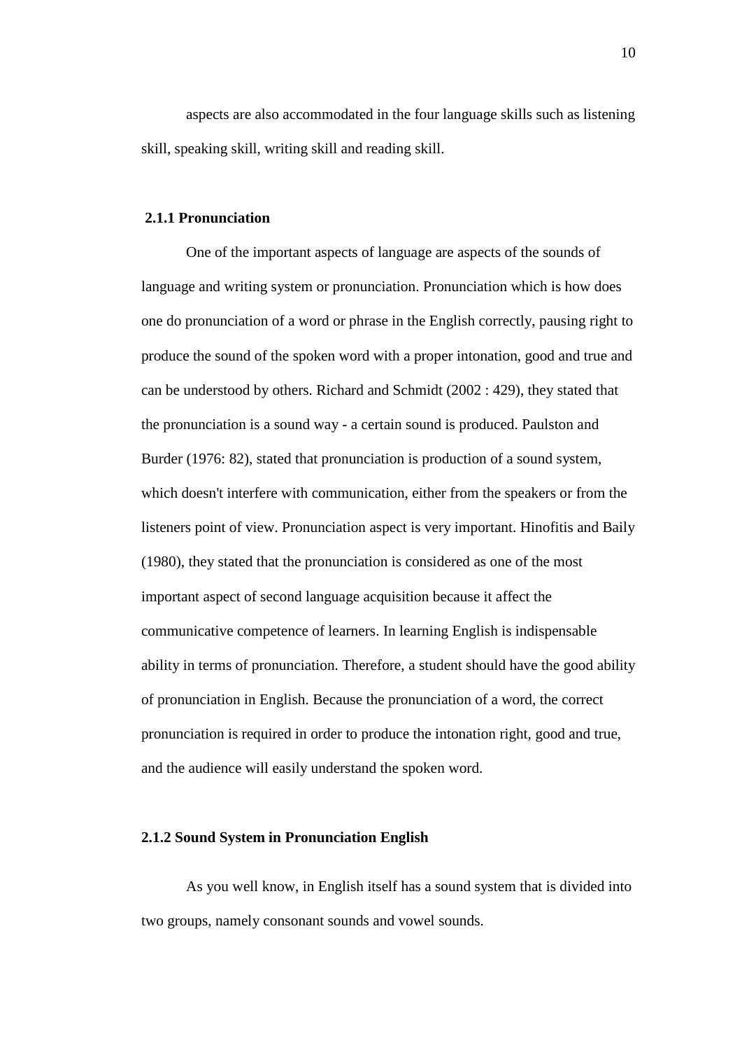aspects are also accommodated in the four language skills such as listening skill, speaking skill, writing skill and reading skill.

### 2.1.1 Pronunciation

One of the important aspects of language are aspects of the sounds of language and writing system or pronunciation. Pronunciation which is how does one do pronunciation of a word or phrase in the English correctly, pausing right to produce the sound of the spoken word with a proper intonation, good and true and can be understood by others. Richard and Schmidt (2002 : 429), they stated that the pronunciation is a sound way - a certain sound is produced. Paulston and Burder (1976: 82), stated that pronunciation is production of a sound system, which doesn't interfere with communication, either from the speakers or from the listeners point of view. Pronunciation aspect is very important. Hinofitis and Baily (1980), they stated that the pronunciation is considered as one of the most important aspect of second language acquisition because it affect the communicative competence of learners. In learning English is indispensable ability in terms of pronunciation. Therefore, a student should have the good ability of pronunciation in English. Because the pronunciation of a word, the correct pronunciation is required in order to produce the intonation right, good and true, and the audience will easily understand the spoken word.

### 2.1.2 Sound System in Pronunciation English

As you well know, in English itself has a sound system that is divided into two groups, namely consonant sounds and vowel sounds.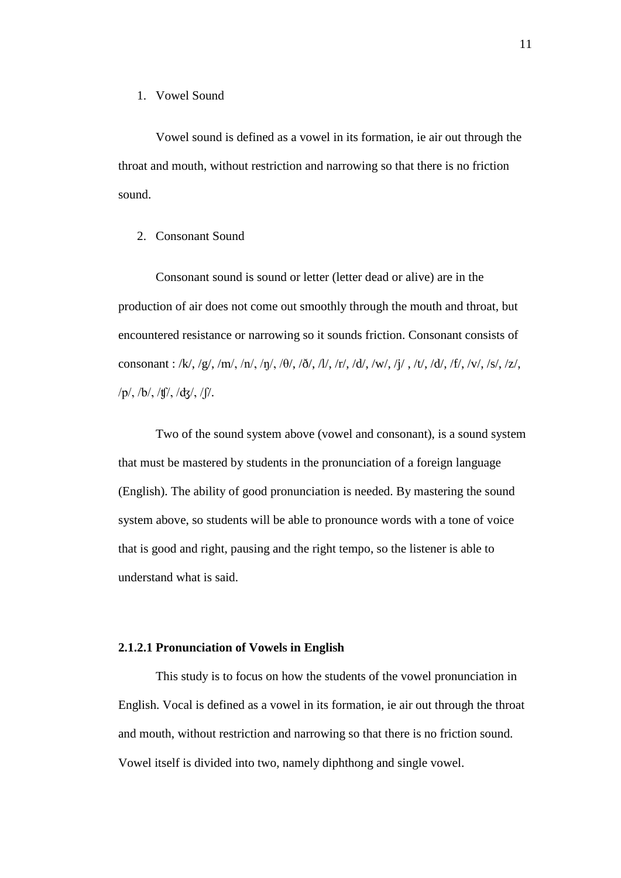1. Vowel Sound

Vowel sound is defined as a vowel in its formation, ie air out through the throat and mouth, without restriction and narrowing so that there is no friction sound.

2. Consonant Sound

Consonant sound is sound or letter (letter dead or alive) are in the production of air does not come out smoothly through the mouth and throat, but encountered resistance or narrowing so it sounds friction. Consonant consists of consonant : /k/, /g/, /m/, /n/, /ŋ/, /θ/, /ð/, /l/, /r/, /d/, /w/, /j/ , /t/, /d/, /f/, /v/, /s/, /z/, /p/, /b/, /ʧ/, /ʤ/, /ʃ/.

Two of the sound system above (vowel and consonant), is a sound system that must be mastered by students in the pronunciation of a foreign language (English). The ability of good pronunciation is needed. By mastering the sound system above, so students will be able to pronounce words with a tone of voice that is good and right, pausing and the right tempo, so the listener is able to understand what is said.

### 2.1.2.1 Pronunciation of Vowels in English

This study is to focus on how the students of the vowel pronunciation in English. Vocal is defined as a vowel in its formation, ie air out through the throat and mouth, without restriction and narrowing so that there is no friction sound. Vowel itself is divided into two, namely diphthong and single vowel.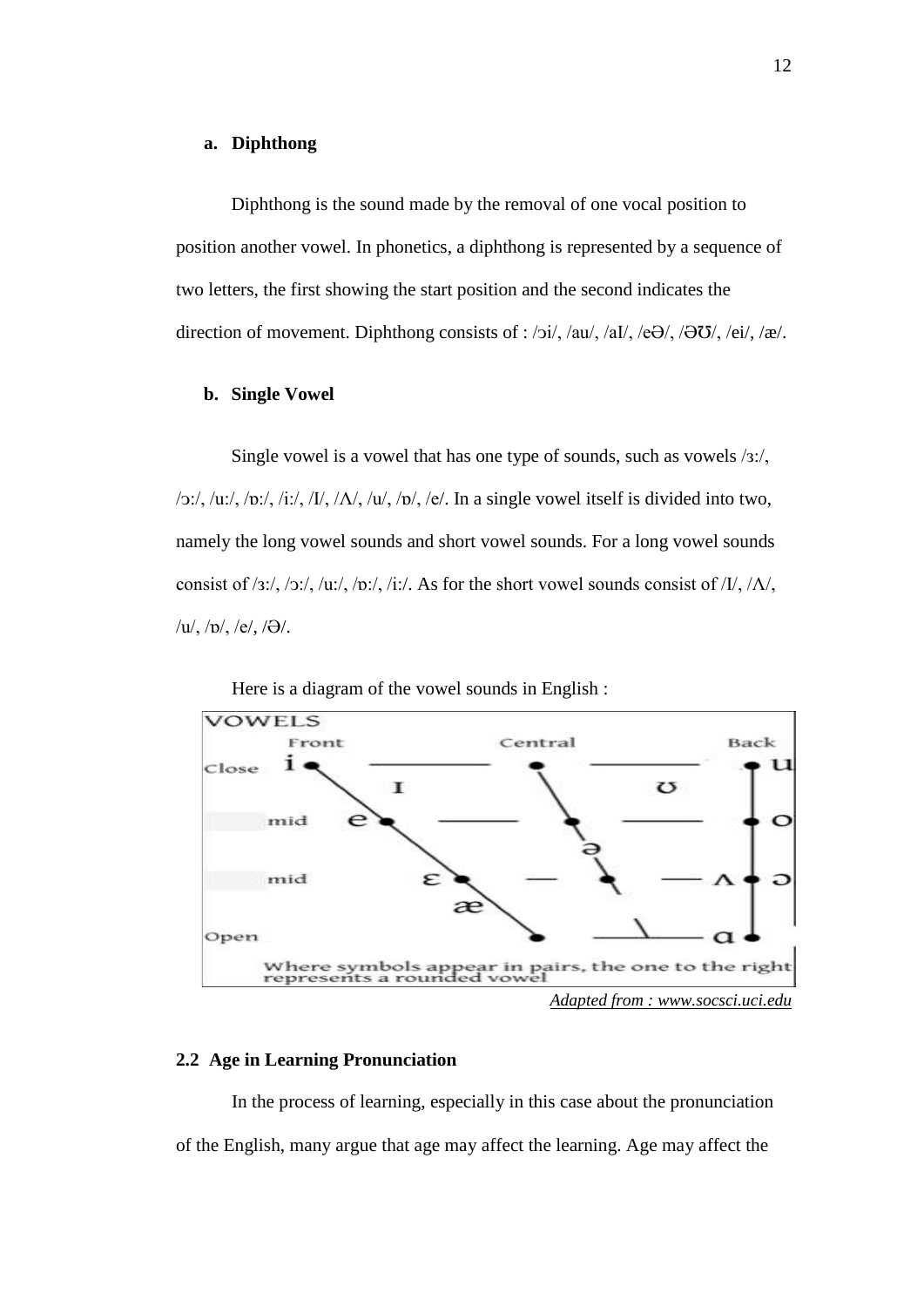**a. Diphthong**

Diphthong is the sound made by the removal of one vocal position to position another vowel. In phonetics, a diphthong is represented by a sequence of two letters, the first showing the start position and the second indicates the direction of movement. Diphthong consists of : /ɔi/, /au/, /aI/, /eƏ/, /ƏƱ/, /ei/, /æ/.

**b. Single Vowel**

Single vowel is a vowel that has one type of sounds, such as vowels /ɜ:/, /ɔ:/, /u:/, /ɒ:/, /i:/, /I/, /Λ/, /u/, /ɒ/, /e/. In a single vowel itself is divided into two, namely the long vowel sounds and short vowel sounds. For a long vowel sounds consist of /ɜ:/, /ɔ:/, /u:/, /ɒ:/, /i:/. As for the short vowel sounds consist of /I/, /Λ/, /u/, /ɒ/, /e/, /Ə/.

Here is a diagram of the vowel sounds in English :

*Adapted from : www.socsci.uci.edu*

## 2.2 Age in Learning Pronunciation

In the process of learning, especially in this case about the pronunciation of the English, many argue that age may affect the learning. Age may affect the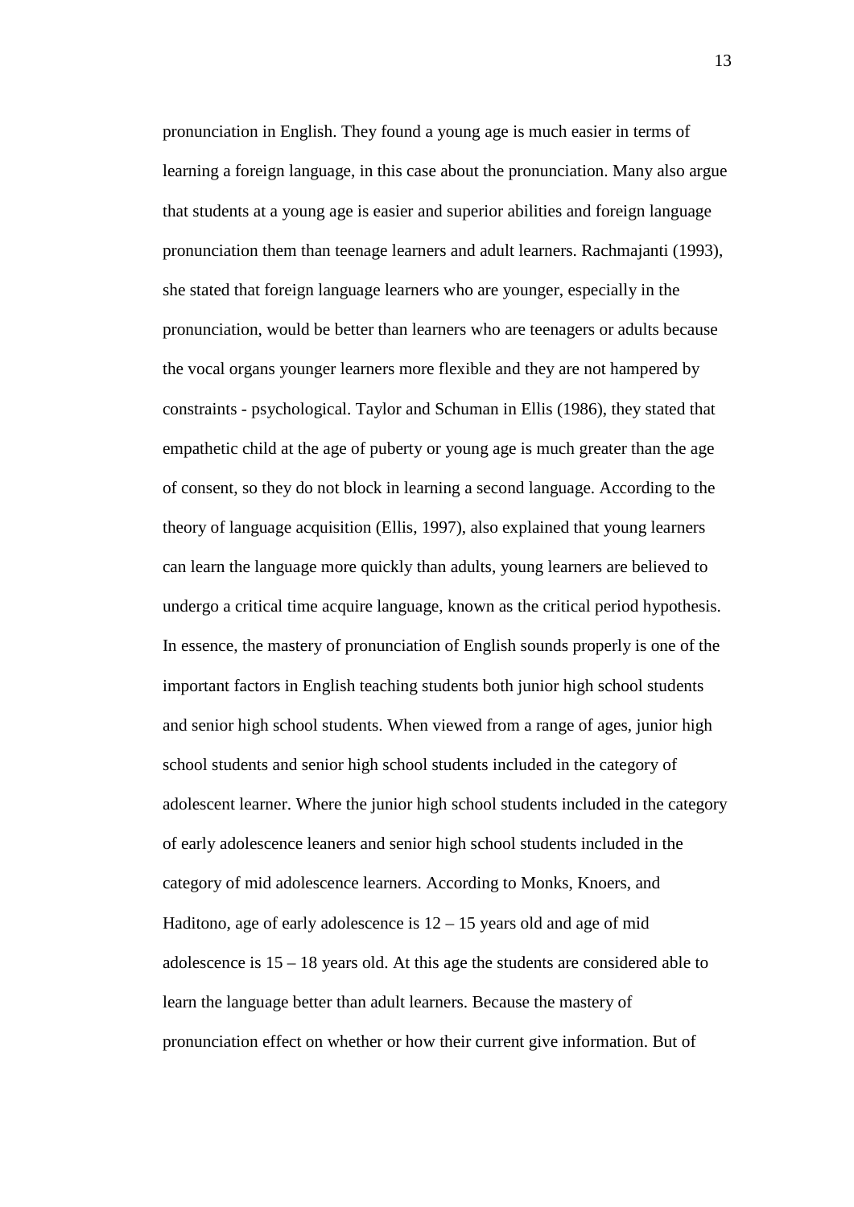pronunciation in English. They found a young age is much easier in terms of learning a foreign language, in this case about the pronunciation. Many also argue that students at a young age is easier and superior abilities and foreign language pronunciation them than teenage learners and adult learners. Rachmajanti (1993), she stated that foreign language learners who are younger, especially in the pronunciation, would be better than learners who are teenagers or adults because the vocal organs younger learners more flexible and they are not hampered by constraints - psychological. Taylor and Schuman in Ellis (1986), they stated that empathetic child at the age of puberty or young age is much greater than the age of consent, so they do not block in learning a second language. According to the theory of language acquisition (Ellis, 1997), also explained that young learners can learn the language more quickly than adults, young learners are believed to undergo a critical time acquire language, known as the critical period hypothesis. In essence, the mastery of pronunciation of English sounds properly is one of the important factors in English teaching students both junior high school students and senior high school students. When viewed from a range of ages, junior high school students and senior high school students included in the category of adolescent learner. Where the junior high school students included in the category of early adolescence leaners and senior high school students included in the category of mid adolescence learners. According to Monks, Knoers, and Haditono, age of early adolescence is 12 – 15 years old and age of mid adolescence is 15 – 18 years old. At this age the students are considered able to learn the language better than adult learners. Because the mastery of pronunciation effect on whether or how their current give information. But of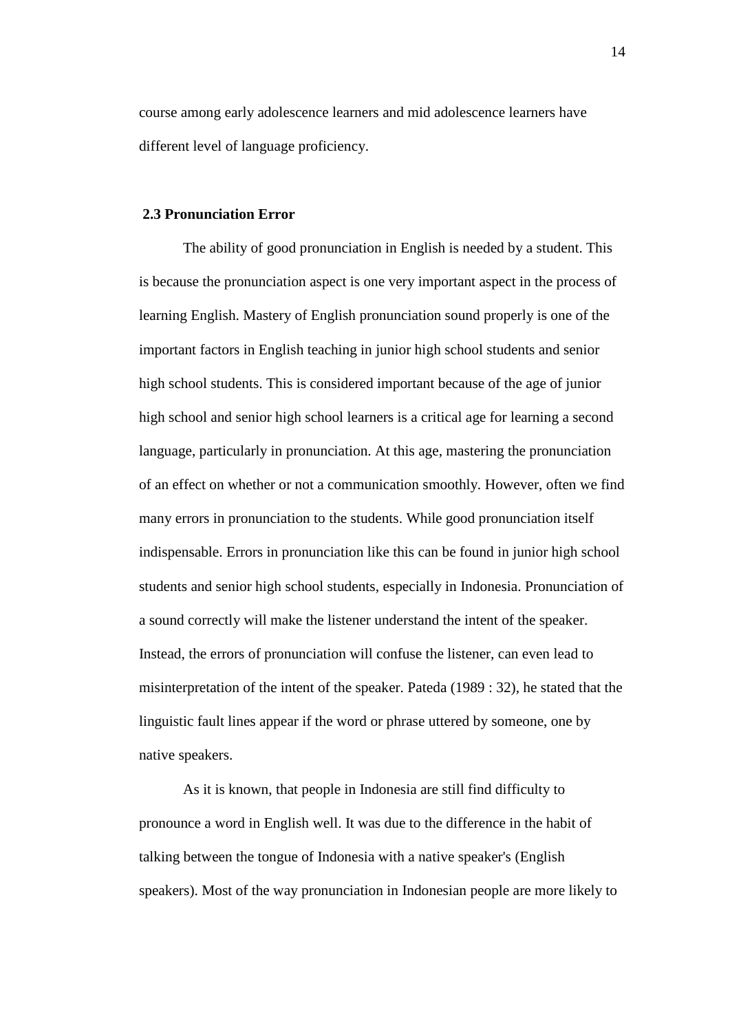course among early adolescence learners and mid adolescence learners have different level of language proficiency.

### 2.3 Pronunciation Error

The ability of good pronunciation in English is needed by a student. This is because the pronunciation aspect is one very important aspect in the process of learning English. Mastery of English pronunciation sound properly is one of the important factors in English teaching in junior high school students and senior high school students. This is considered important because of the age of junior high school and senior high school learners is a critical age for learning a second language, particularly in pronunciation. At this age, mastering the pronunciation of an effect on whether or not a communication smoothly. However, often we find many errors in pronunciation to the students. While good pronunciation itself indispensable. Errors in pronunciation like this can be found in junior high school students and senior high school students, especially in Indonesia. Pronunciation of a sound correctly will make the listener understand the intent of the speaker. Instead, the errors of pronunciation will confuse the listener, can even lead to misinterpretation of the intent of the speaker. Pateda (1989 : 32), he stated that the linguistic fault lines appear if the word or phrase uttered by someone, one by native speakers.

As it is known, that people in Indonesia are still find difficulty to pronounce a word in English well. It was due to the difference in the habit of talking between the tongue of Indonesia with a native speaker's (English speakers). Most of the way pronunciation in Indonesian people are more likely to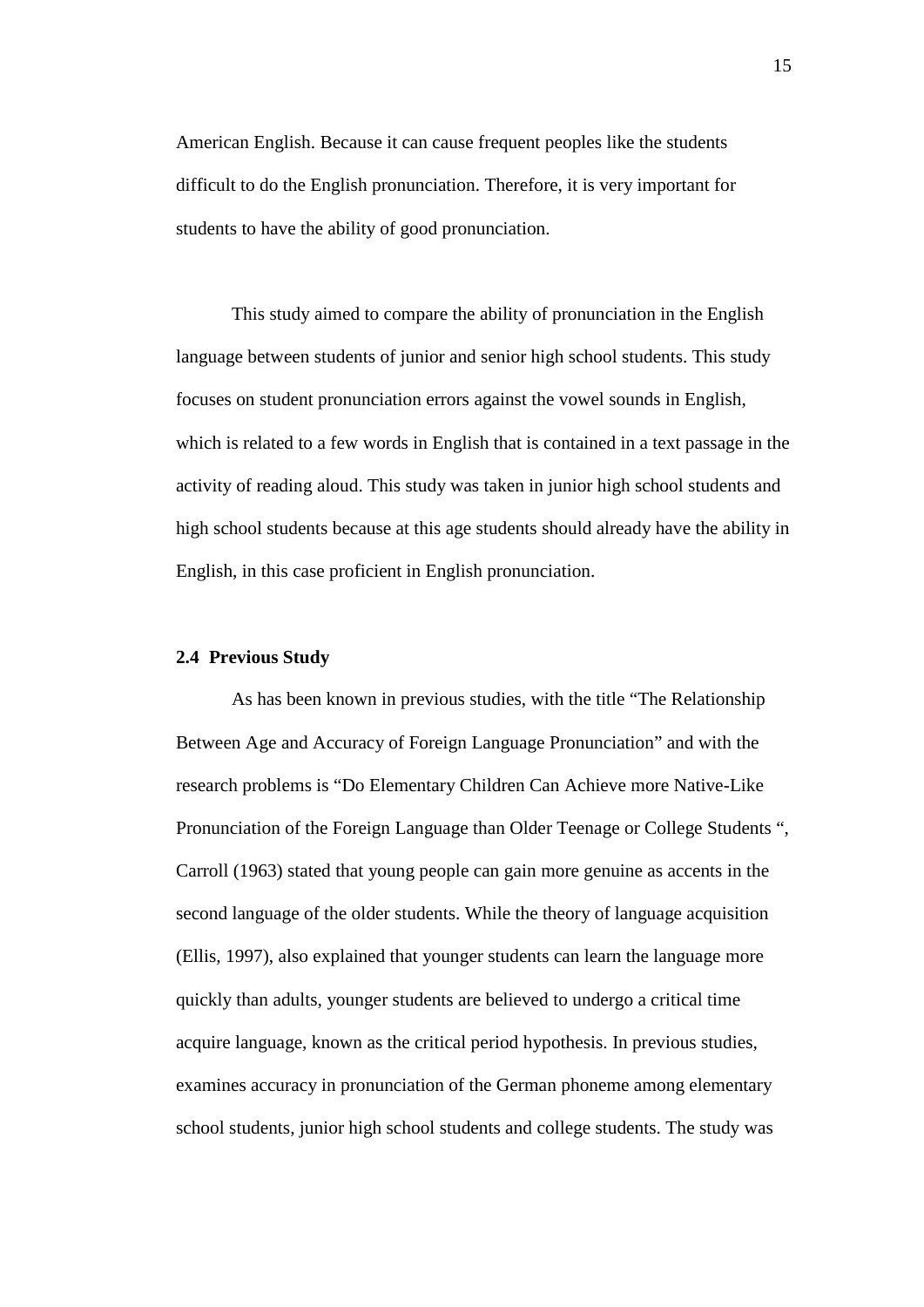American English. Because it can cause frequent peoples like the students difficult to do the English pronunciation. Therefore, it is very important for students to have the ability of good pronunciation.

This study aimed to compare the ability of pronunciation in the English language between students of junior and senior high school students. This study focuses on student pronunciation errors against the vowel sounds in English, which is related to a few words in English that is contained in a text passage in the activity of reading aloud. This study was taken in junior high school students and high school students because at this age students should already have the ability in English, in this case proficient in English pronunciation.

### 2.4 Previous Study

As has been known in previous studies, with the title "The Relationship Between Age and Accuracy of Foreign Language Pronunciation" and with the research problems is "Do Elementary Children Can Achieve more Native-Like Pronunciation of the Foreign Language than Older Teenage or College Students ", Carroll (1963) stated that young people can gain more genuine as accents in the second language of the older students. While the theory of language acquisition (Ellis, 1997), also explained that younger students can learn the language more quickly than adults, younger students are believed to undergo a critical time acquire language, known as the critical period hypothesis. In previous studies, examines accuracy in pronunciation of the German phoneme among elementary school students, junior high school students and college students. The study was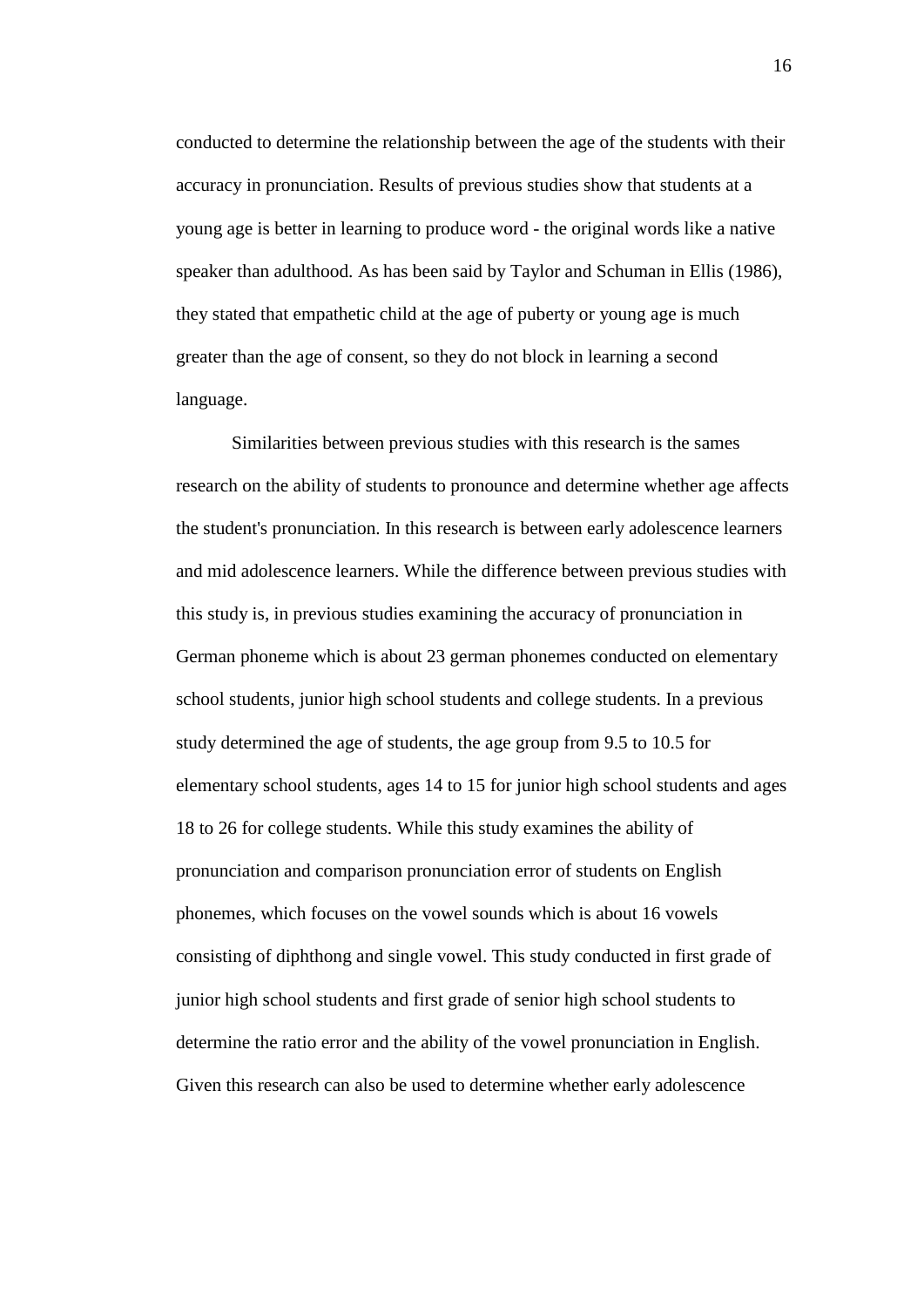conducted to determine the relationship between the age of the students with their accuracy in pronunciation. Results of previous studies show that students at a young age is better in learning to produce word - the original words like a native speaker than adulthood. As has been said by Taylor and Schuman in Ellis (1986), they stated that empathetic child at the age of puberty or young age is much greater than the age of consent, so they do not block in learning a second language.

Similarities between previous studies with this research is the sames research on the ability of students to pronounce and determine whether age affects the student's pronunciation. In this research is between early adolescence learners and mid adolescence learners. While the difference between previous studies with this study is, in previous studies examining the accuracy of pronunciation in German phoneme which is about 23 german phonemes conducted on elementary school students, junior high school students and college students. In a previous study determined the age of students, the age group from 9.5 to 10.5 for elementary school students, ages 14 to 15 for junior high school students and ages 18 to 26 for college students. While this study examines the ability of pronunciation and comparison pronunciation error of students on English phonemes, which focuses on the vowel sounds which is about 16 vowels consisting of diphthong and single vowel. This study conducted in first grade of junior high school students and first grade of senior high school students to determine the ratio error and the ability of the vowel pronunciation in English. Given this research can also be used to determine whether early adolescence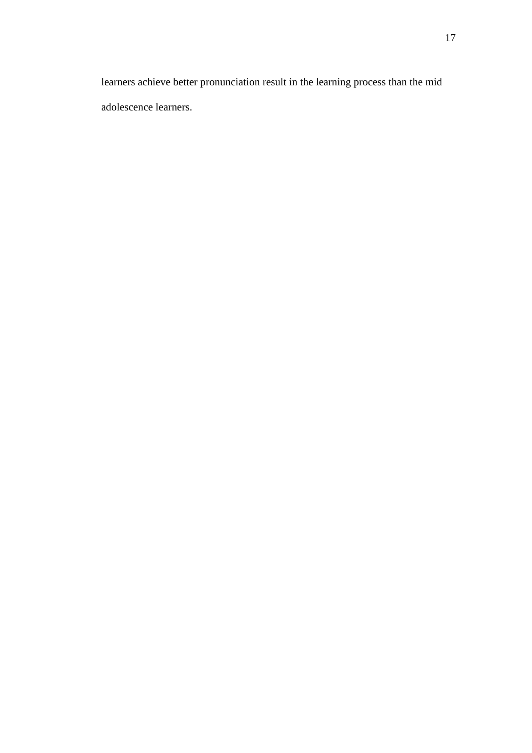learners achieve better pronunciation result in the learning process than the mid adolescence learners.